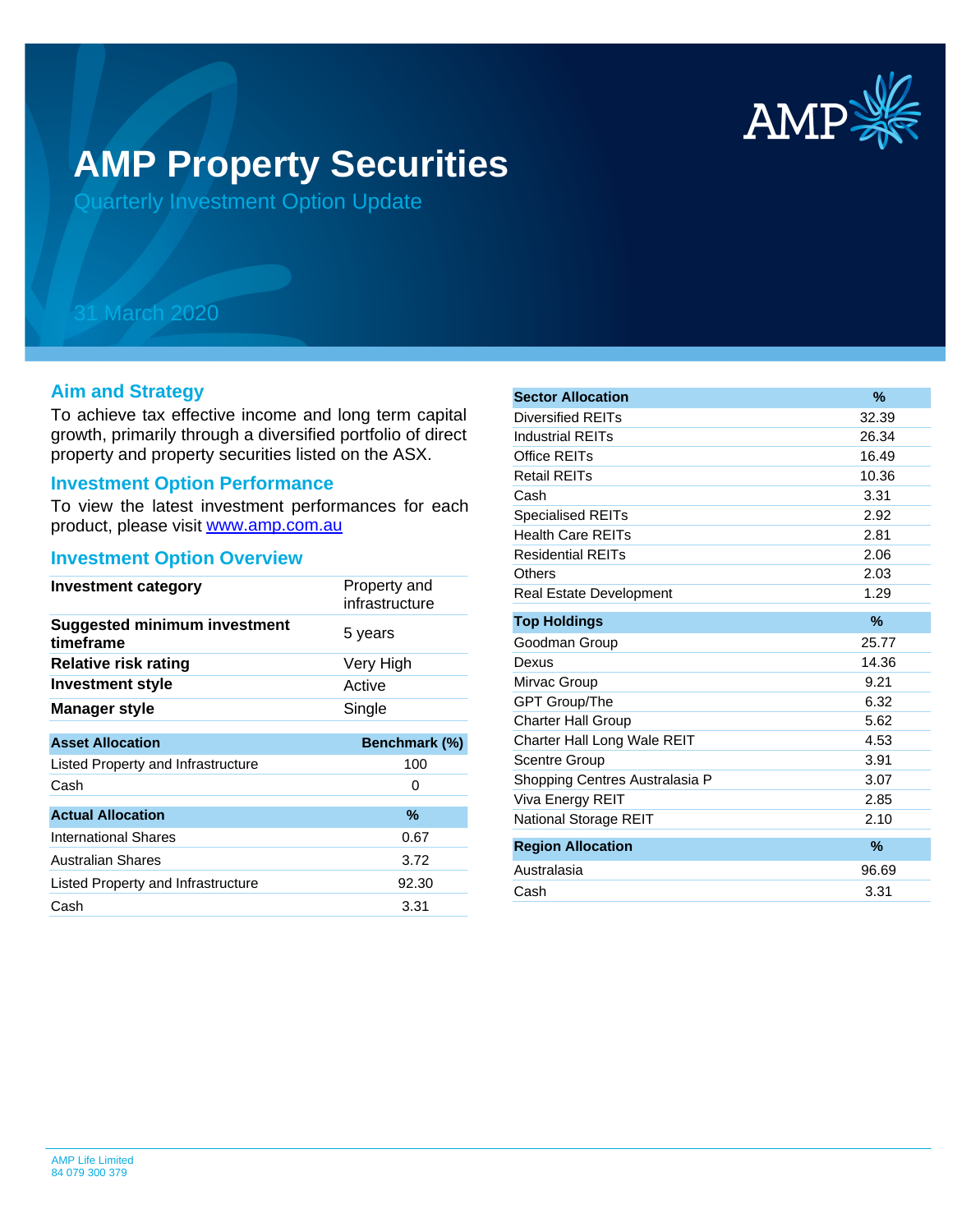# AMP Property Securities

## Quarterly Investment Option Update

31 March 2020

## Aim and Strategy

To achieve tax effective income and long term capital growth, primarily through a diversified portfolio of direct property and property securities listed on the ASX.

## Investment Option Performance

To view the latest investment performances for each product, please visit www.amp.com.au

## Investment Option Overview

| Investment category | Property and infrastructure |
|---|---|
| **Suggested minimum investment timeframe** | 5 years |
| **Relative risk rating** | Very High |
| **Investment style** | Active |
| **Manager style** | Single |

| Asset Allocation | Benchmark (%) |
|---|---|
| Listed Property and Infrastructure | 100 |
| Cash | 0 |

| Actual Allocation | % |
|---|---|
| International Shares | 0.67 |
| Australian Shares | 3.72 |
| Listed Property and Infrastructure | 92.30 |
| Cash | 3.31 |

| Sector Allocation | % |
|---|---|
| Diversified REITs | 32.39 |
| Industrial REITs | 26.34 |
| Office REITs | 16.49 |
| Retail REITs | 10.36 |
| Cash | 3.31 |
| Specialised REITs | 2.92 |
| Health Care REITs | 2.81 |
| Residential REITs | 2.06 |
| Others | 2.03 |
| Real Estate Development | 1.29 |

| Top Holdings | % |
|---|---|
| Goodman Group | 25.77 |
| Dexus | 14.36 |
| Mirvac Group | 9.21 |
| GPT Group/The | 6.32 |
| Charter Hall Group | 5.62 |
| Charter Hall Long Wale REIT | 4.53 |
| Scentre Group | 3.91 |
| Shopping Centres Australasia P | 3.07 |
| Viva Energy REIT | 2.85 |
| National Storage REIT | 2.10 |

| Region Allocation | % |
|---|---|
| Australasia | 96.69 |
| Cash | 3.31 |

AMP Life Limited
84 079 300 379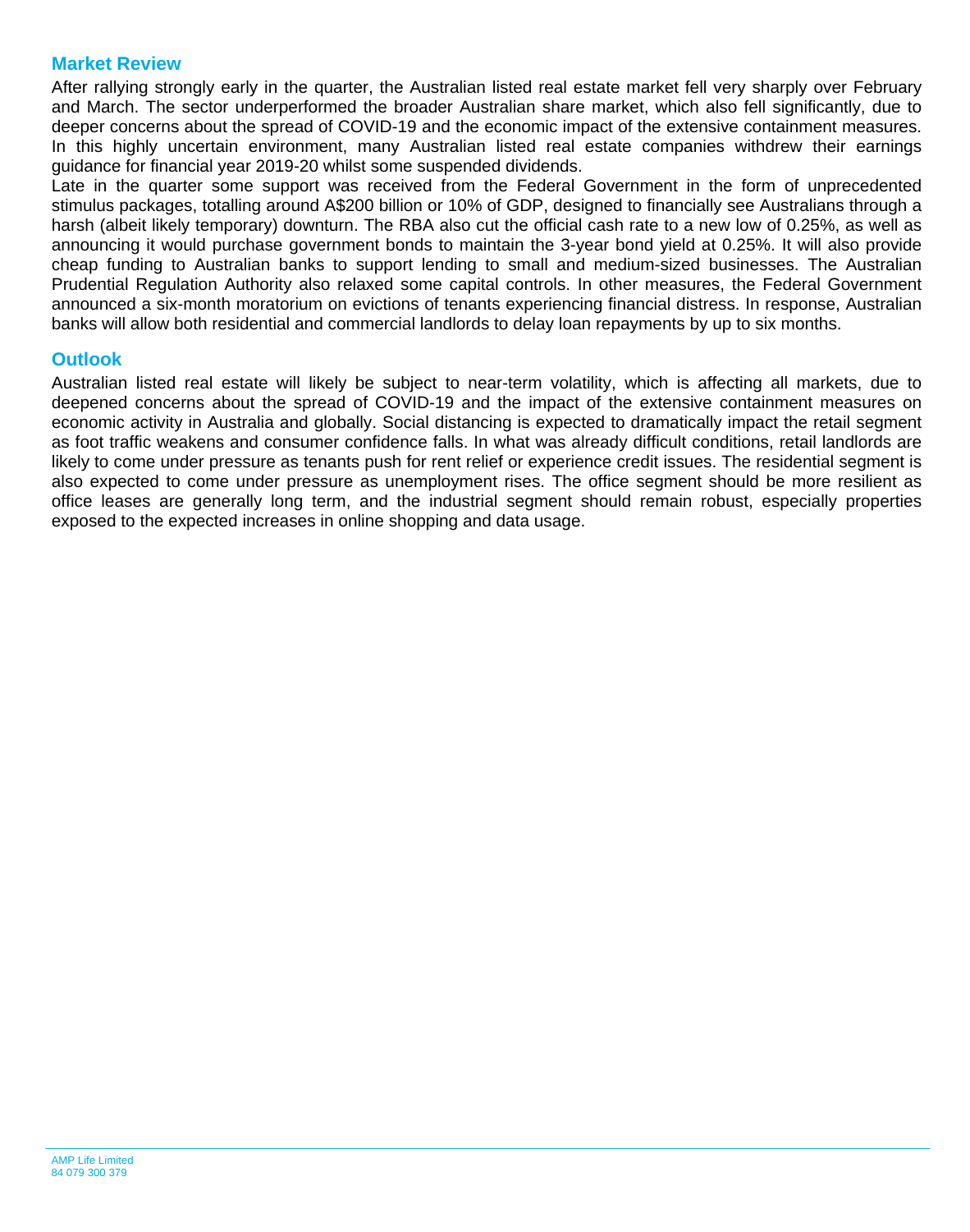## Market Review

After rallying strongly early in the quarter, the Australian listed real estate market fell very sharply over February and March. The sector underperformed the broader Australian share market, which also fell significantly, due to deeper concerns about the spread of COVID-19 and the economic impact of the extensive containment measures. In this highly uncertain environment, many Australian listed real estate companies withdrew their earnings guidance for financial year 2019-20 whilst some suspended dividends.

Late in the quarter some support was received from the Federal Government in the form of unprecedented stimulus packages, totalling around A$200 billion or 10% of GDP, designed to financially see Australians through a harsh (albeit likely temporary) downturn. The RBA also cut the official cash rate to a new low of 0.25%, as well as announcing it would purchase government bonds to maintain the 3-year bond yield at 0.25%. It will also provide cheap funding to Australian banks to support lending to small and medium-sized businesses. The Australian Prudential Regulation Authority also relaxed some capital controls. In other measures, the Federal Government announced a six-month moratorium on evictions of tenants experiencing financial distress. In response, Australian banks will allow both residential and commercial landlords to delay loan repayments by up to six months.

## Outlook

Australian listed real estate will likely be subject to near-term volatility, which is affecting all markets, due to deepened concerns about the spread of COVID-19 and the impact of the extensive containment measures on economic activity in Australia and globally. Social distancing is expected to dramatically impact the retail segment as foot traffic weakens and consumer confidence falls. In what was already difficult conditions, retail landlords are likely to come under pressure as tenants push for rent relief or experience credit issues. The residential segment is also expected to come under pressure as unemployment rises. The office segment should be more resilient as office leases are generally long term, and the industrial segment should remain robust, especially properties exposed to the expected increases in online shopping and data usage.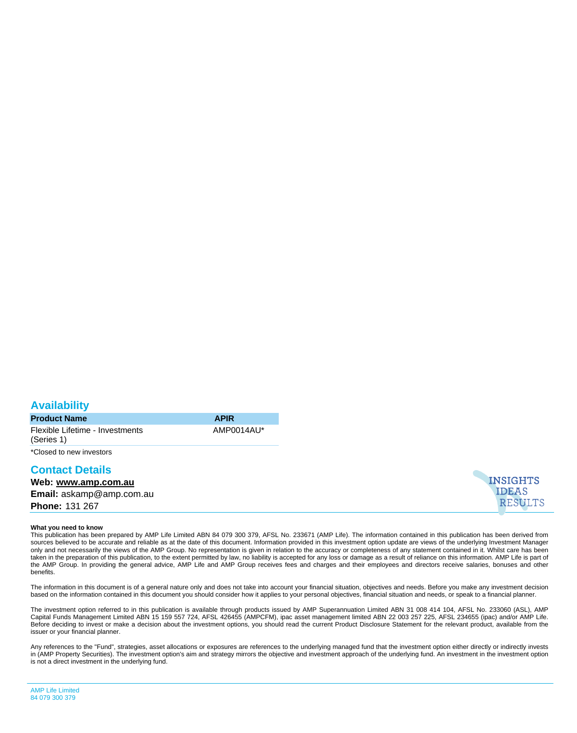## Availability

| Product Name | APIR |
|---|---|
| Flexible Lifetime - Investments (Series 1) | AMP0014AU* |

*Closed to new investors

## Contact Details

**Web: www.amp.com.au**
**Email:** askamp@amp.com.au
**Phone:** 131 267

INSIGHTS
IDEAS
RESULTS

**What you need to know**
This publication has been prepared by AMP Life Limited ABN 84 079 300 379, AFSL No. 233671 (AMP Life). The information contained in this publication has been derived from sources believed to be accurate and reliable as at the date of this document. Information provided in this investment option update are views of the underlying Investment Manager only and not necessarily the views of the AMP Group. No representation is given in relation to the accuracy or completeness of any statement contained in it. Whilst care has been taken in the preparation of this publication, to the extent permitted by law, no liability is accepted for any loss or damage as a result of reliance on this information. AMP Life is part of the AMP Group. In providing the general advice, AMP Life and AMP Group receives fees and charges and their employees and directors receive salaries, bonuses and other benefits.

The information in this document is of a general nature only and does not take into account your financial situation, objectives and needs. Before you make any investment decision based on the information contained in this document you should consider how it applies to your personal objectives, financial situation and needs, or speak to a financial planner.

The investment option referred to in this publication is available through products issued by AMP Superannuation Limited ABN 31 008 414 104, AFSL No. 233060 (ASL), AMP Capital Funds Management Limited ABN 15 159 557 724, AFSL 426455 (AMPCFM), ipac asset management limited ABN 22 003 257 225, AFSL 234655 (ipac) and/or AMP Life. Before deciding to invest or make a decision about the investment options, you should read the current Product Disclosure Statement for the relevant product, available from the issuer or your financial planner.

Any references to the "Fund", strategies, asset allocations or exposures are references to the underlying managed fund that the investment option either directly or indirectly invests in (AMP Property Securities). The investment option's aim and strategy mirrors the objective and investment approach of the underlying fund. An investment in the investment option is not a direct investment in the underlying fund.

AMP Life Limited
84 079 300 379